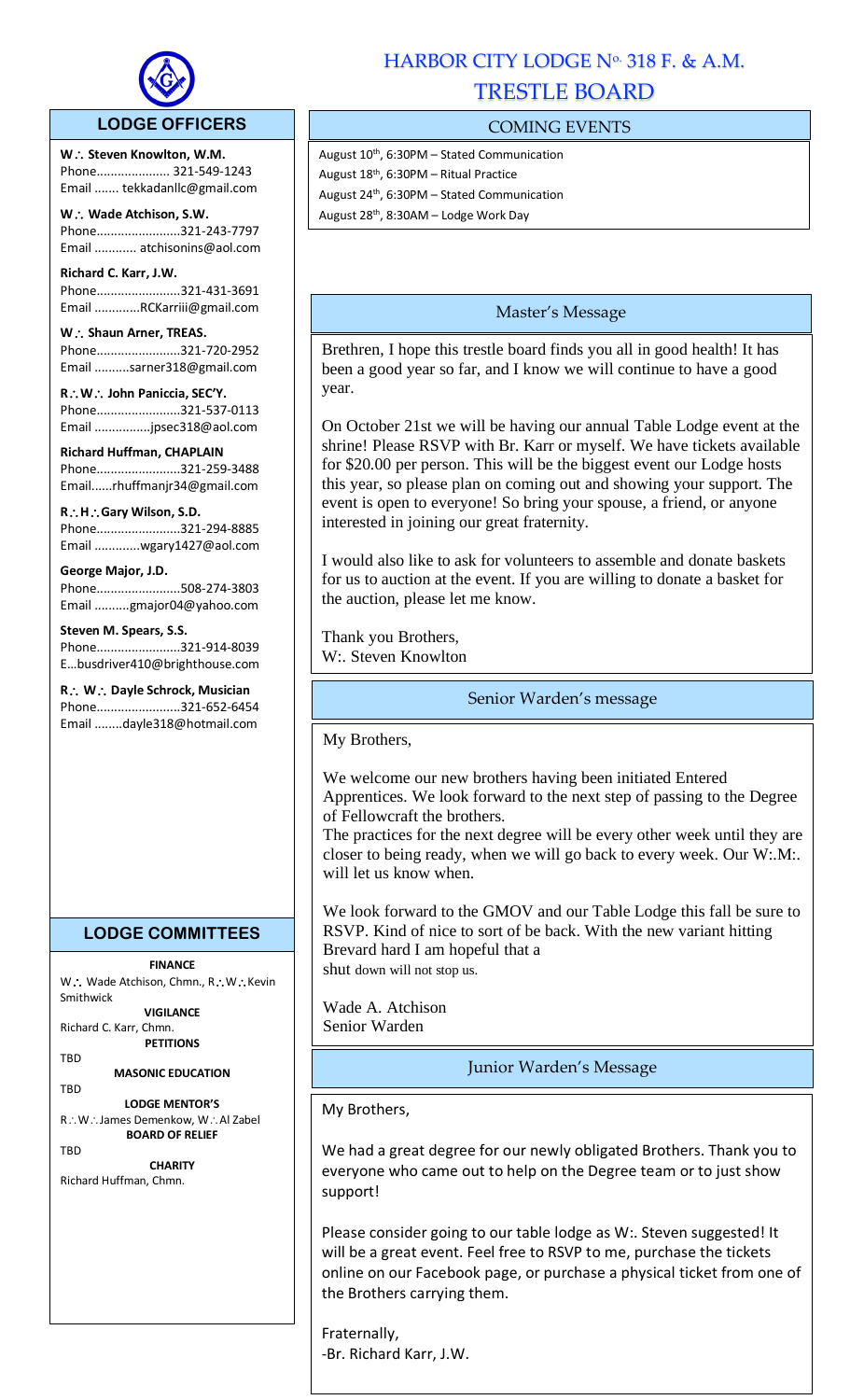# HARBOR CITY LODGE No. 318 F. & A.M.

# TRESTLE BOARD

## LODGE OFFICERS

**W∴ Steven Knowlton, W.M.**
Phone..................... 321-549-1243
Email ....... tekkadanllc@gmail.com

**W∴ Wade Atchison, S.W.**
Phone........................321-243-7797
Email ............ atchisonins@aol.com

**Richard C. Karr, J.W.**
Phone........................321-431-3691
Email .............RCKarriii@gmail.com

**W∴ Shaun Arner, TREAS.**
Phone........................321-720-2952
Email ..........sarner318@gmail.com

**R∴W∴ John Paniccia, SEC'Y.**
Phone........................321-537-0113
Email ................jpsec318@aol.com

**Richard Huffman, CHAPLAIN**
Phone........................321-259-3488
Email......rhuffmanjr34@gmail.com

**R∴H∴Gary Wilson, S.D.**
Phone........................321-294-8885
Email .............wgary1427@aol.com

**George Major, J.D.**
Phone........................508-274-3803
Email ..........gmajor04@yahoo.com

**Steven M. Spears, S.S.**
Phone........................321-914-8039
E…busdriver410@brighthouse.com

**R∴ W∴ Dayle Schrock, Musician**
Phone........................321-652-6454
Email ........dayle318@hotmail.com

## LODGE COMMITTEES

**FINANCE**
W∴ Wade Atchison, Chmn., R∴W∴Kevin Smithwick

**VIGILANCE**
Richard C. Karr, Chmn.

**PETITIONS**
TBD

**MASONIC EDUCATION**
TBD

**LODGE MENTOR'S**
R∴W∴James Demenkow, W∴Al Zabel

**BOARD OF RELIEF**
TBD

**CHARITY**
Richard Huffman, Chmn.

## COMING EVENTS

August 10th, 6:30PM – Stated Communication
August 18th, 6:30PM – Ritual Practice
August 24th, 6:30PM – Stated Communication
August 28th, 8:30AM – Lodge Work Day

## Master's Message

Brethren, I hope this trestle board finds you all in good health! It has been a good year so far, and I know we will continue to have a good year.

On October 21st we will be having our annual Table Lodge event at the shrine! Please RSVP with Br. Karr or myself. We have tickets available for $20.00 per person. This will be the biggest event our Lodge hosts this year, so please plan on coming out and showing your support. The event is open to everyone! So bring your spouse, a friend, or anyone interested in joining our great fraternity.

I would also like to ask for volunteers to assemble and donate baskets for us to auction at the event. If you are willing to donate a basket for the auction, please let me know.

Thank you Brothers,
W:. Steven Knowlton

## Senior Warden's message

My Brothers,

We welcome our new brothers having been initiated Entered Apprentices. We look forward to the next step of passing to the Degree of Fellowcraft the brothers.
The practices for the next degree will be every other week until they are closer to being ready, when we will go back to every week. Our W:.M:. will let us know when.

We look forward to the GMOV and our Table Lodge this fall be sure to RSVP. Kind of nice to sort of be back. With the new variant hitting Brevard hard I am hopeful that a shut down will not stop us.

Wade A. Atchison
Senior Warden

## Junior Warden's Message

My Brothers,

We had a great degree for our newly obligated Brothers. Thank you to everyone who came out to help on the Degree team or to just show support!

Please consider going to our table lodge as W:. Steven suggested! It will be a great event. Feel free to RSVP to me, purchase the tickets online on our Facebook page, or purchase a physical ticket from one of the Brothers carrying them.

Fraternally,
-Br. Richard Karr, J.W.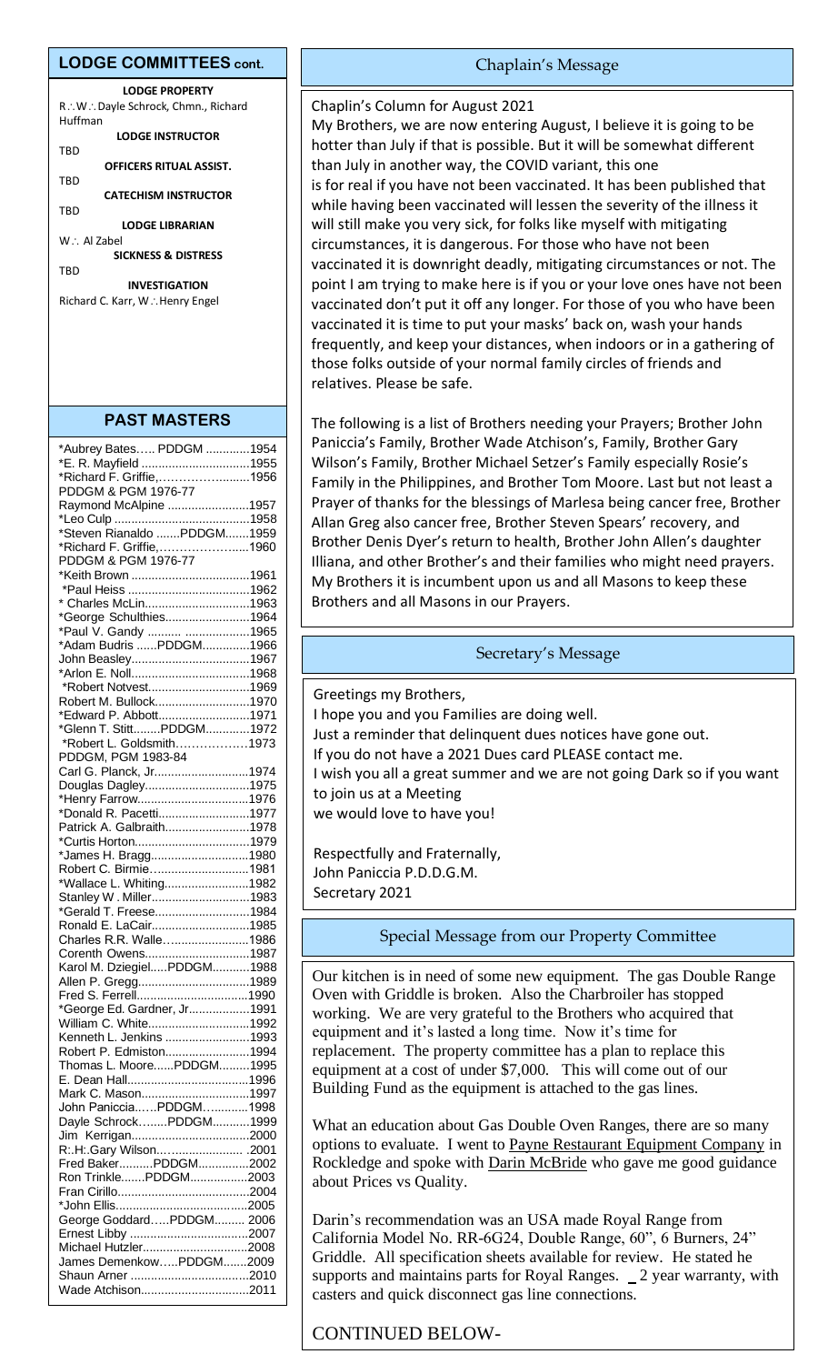## LODGE COMMITTEES cont.

**LODGE PROPERTY**
R∴W∴ Dayle Schrock, Chmn., Richard Huffman

**LODGE INSTRUCTOR**
TBD

**OFFICERS RITUAL ASSIST.**
TBD

**CATECHISM INSTRUCTOR**
TBD

**LODGE LIBRARIAN**
W∴ Al Zabel

**SICKNESS & DISTRESS**
TBD

**INVESTIGATION**
Richard C. Karr, W∴Henry Engel

## PAST MASTERS

*Aubrey Bates….. PDDGM .............1954
*E. R. Mayfield ................................1955
*Richard F. Griffie,…………….........1956
PDDGM & PGM 1976-77
Raymond McAlpine ........................1957
*Leo Culp .........................................1958
*Steven Rianaldo .......PDDGM.......1959
*Richard F. Griffie,…………….........1960
PDDGM & PGM 1976-77
*Keith Brown ....................................1961
*Paul Heiss .....................................1962
* Charles McLin...............................1963
*George Schulthies.........................1964
*Paul V. Gandy .......... ...................1965
*Adam Budris ......PDDGM..............1966
John Beasley....................................1967
*Arlon E. Noll....................................1968
*Robert Notvest..............................1969
Robert M. Bullock............................1970
*Edward P. Abbott...........................1971
*Glenn T. Stitt........PDDGM.............1972
*Robert L. Goldsmith……………….1973
PDDGM, PGM 1983-84
Carl G. Planck, Jr.............................1974
Douglas Dagley................................1975
*Henry Farrow..................................1976
*Donald R. Pacetti...........................1977
Patrick A. Galbraith.........................1978
*Curtis Horton...................................1979
*James H. Bragg.............................1980
Robert C. Birmie..............................1981
*Wallace L. Whiting.........................1982
Stanley W . Miller..............................1983
*Gerald T. Freese.............................1984
Ronald E. LaCair..............................1985
Charles R.R. Walle..........................1986
Corenth Owens.................................1987
Karol M. Dziegiel.....PDDGM...........1988
Allen P. Gregg..................................1989
Fred S. Ferrell...................................1990
*George Ed. Gardner, Jr..................1991
William C. White...............................1992
Kenneth L. Jenkins .........................1993
Robert P. Edmiston..........................1994
Thomas L. Moore......PDDGM.........1995
E. Dean Hall......................................1996
Mark C. Mason.................................1997
John Paniccia……PDDGM…..........1998
Dayle Schrock........PDDGM...........1999
Jim Kerrigan.....................................2000
R:.H:.Gary Wilson..…..................... .2001
Fred Baker..........PDDGM...............2002
Ron Trinkle.......PDDGM.................2003
Fran Cirillo........................................2004
*John Ellis.........................................2005
George Goddard…..PDDGM......... 2006
Ernest Libby ....................................2007
Michael Hutzler.................................2008
James Demenkow…..PDDGM.......2009
Shaun Arner ....................................2010
Wade Atchison.................................2011

## Chaplain's Message

Chaplin's Column for August 2021

My Brothers, we are now entering August, I believe it is going to be hotter than July if that is possible. But it will be somewhat different than July in another way, the COVID variant, this one is for real if you have not been vaccinated. It has been published that while having been vaccinated will lessen the severity of the illness it will still make you very sick, for folks like myself with mitigating circumstances, it is dangerous. For those who have not been vaccinated it is downright deadly, mitigating circumstances or not. The point I am trying to make here is if you or your love ones have not been vaccinated don't put it off any longer. For those of you who have been vaccinated it is time to put your masks' back on, wash your hands frequently, and keep your distances, when indoors or in a gathering of those folks outside of your normal family circles of friends and relatives. Please be safe.

The following is a list of Brothers needing your Prayers; Brother John Paniccia's Family, Brother Wade Atchison's, Family, Brother Gary Wilson's Family, Brother Michael Setzer's Family especially Rosie's Family in the Philippines, and Brother Tom Moore. Last but not least a Prayer of thanks for the blessings of Marlesa being cancer free, Brother Allan Greg also cancer free, Brother Steven Spears' recovery, and Brother Denis Dyer's return to health, Brother John Allen's daughter Illiana, and other Brother's and their families who might need prayers. My Brothers it is incumbent upon us and all Masons to keep these Brothers and all Masons in our Prayers.

## Secretary's Message

Greetings my Brothers,

I hope you and you Families are doing well.

Just a reminder that delinquent dues notices have gone out.

If you do not have a 2021 Dues card PLEASE contact me.

I wish you all a great summer and we are not going Dark so if you want to join us at a Meeting

we would love to have you!

Respectfully and Fraternally,
John Paniccia P.D.D.G.M.
Secretary 2021

## Special Message from our Property Committee

Our kitchen is in need of some new equipment. The gas Double Range Oven with Griddle is broken. Also the Charbroiler has stopped working. We are very grateful to the Brothers who acquired that equipment and it's lasted a long time. Now it's time for replacement. The property committee has a plan to replace this equipment at a cost of under $7,000. This will come out of our Building Fund as the equipment is attached to the gas lines.

What an education about Gas Double Oven Ranges, there are so many options to evaluate. I went to Payne Restaurant Equipment Company in Rockledge and spoke with Darin McBride who gave me good guidance about Prices vs Quality.

Darin's recommendation was an USA made Royal Range from California Model No. RR-6G24, Double Range, 60", 6 Burners, 24" Griddle. All specification sheets available for review. He stated he supports and maintains parts for Royal Ranges. _2 year warranty, with casters and quick disconnect gas line connections.

CONTINUED BELOW-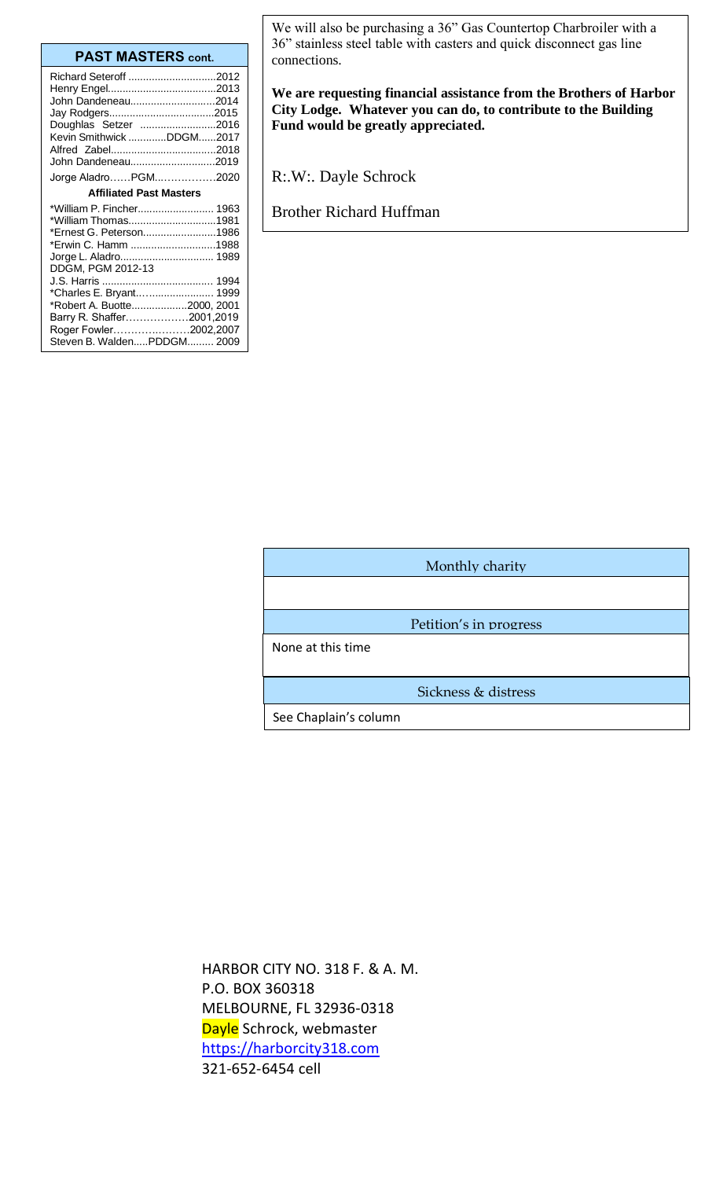## PAST MASTERS cont.

| | |
|---|---|
| Richard Seteroff | 2012 |
| Henry Engel | 2013 |
| John Dandeneau | 2014 |
| Jay Rodgers | 2015 |
| Doughlas Setzer | 2016 |
| Kevin Smithwick DDGM | 2017 |
| Alfred Zabel | 2018 |
| John Dandeneau | 2019 |
| Jorge Aladro PGM | 2020 |

**Affiliated Past Masters**

| | |
|---|---|
| *William P. Fincher | 1963 |
| *William Thomas | 1981 |
| *Ernest G. Peterson | 1986 |
| *Erwin C. Hamm | 1988 |
| Jorge L. Aladro | 1989 |
| DDGM, PGM 2012-13 | |
| J.S. Harris | 1994 |
| *Charles E. Bryant | 1999 |
| *Robert A. Buotte | 2000, 2001 |
| Barry R. Shaffer | 2001,2019 |
| Roger Fowler | 2002,2007 |
| Steven B. Walden PDDGM | 2009 |

We will also be purchasing a 36" Gas Countertop Charbroiler with a 36" stainless steel table with casters and quick disconnect gas line connections.

**We are requesting financial assistance from the Brothers of Harbor City Lodge. Whatever you can do, to contribute to the Building Fund would be greatly appreciated.**

R:.W:. Dayle Schrock

Brother Richard Huffman

### Monthly charity

### Petition's in progress

None at this time

### Sickness & distress

See Chaplain's column

HARBOR CITY NO. 318 F. & A. M.
P.O. BOX 360318
MELBOURNE, FL 32936-0318
Dayle Schrock, webmaster
https://harborcity318.com
321-652-6454 cell